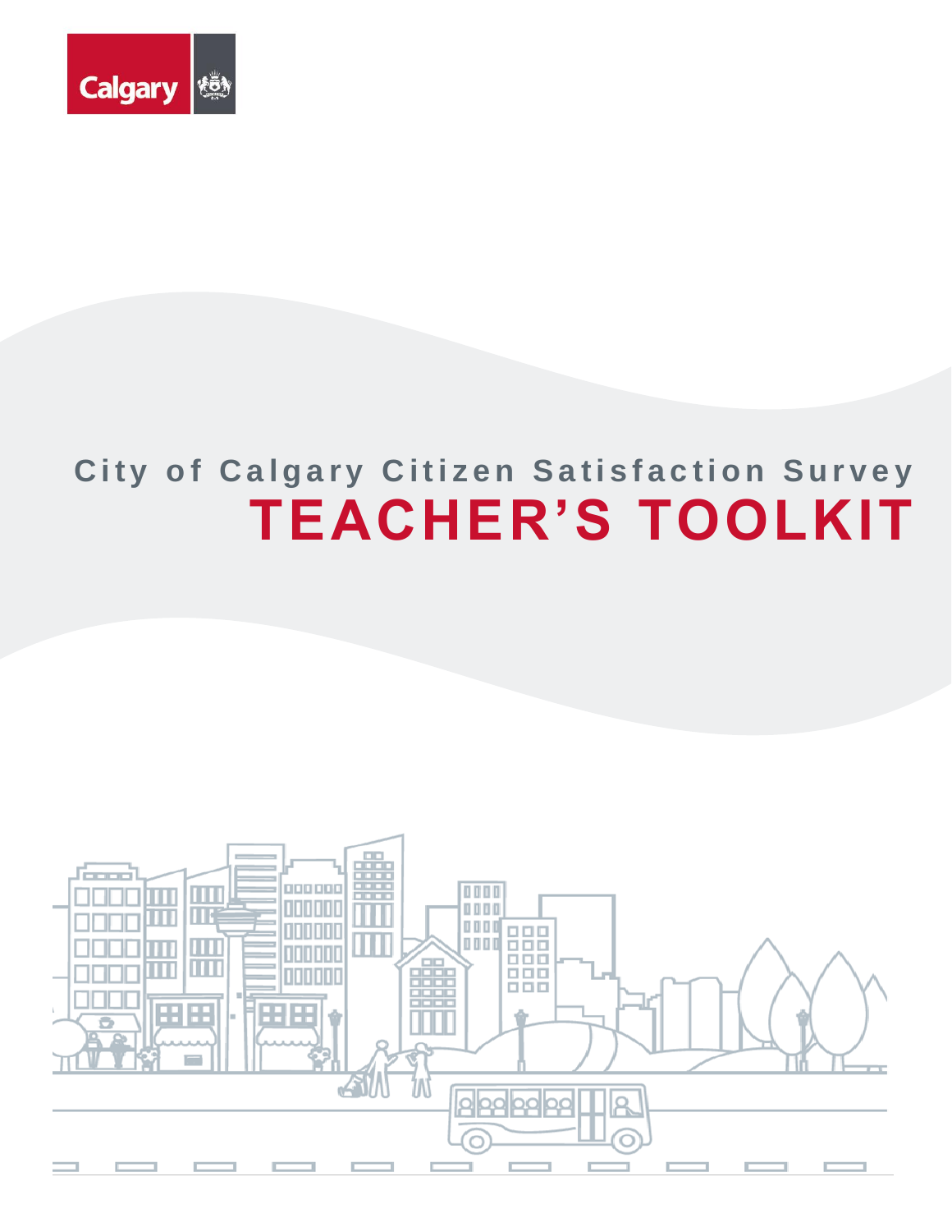Calgary

# City of Calgary Citizen Satisfaction Survey

# TEACHER'S TOOLKIT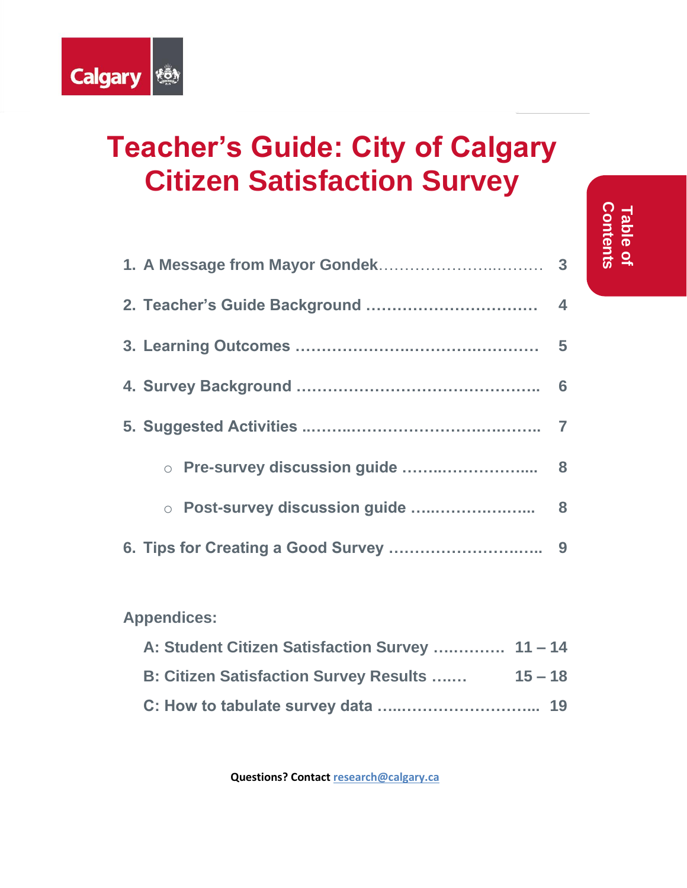# Teacher's Guide: City of Calgary Citizen Satisfaction Survey

**Table of Contents**

1. A Message from Mayor Gondek ........................................ 3
2. Teacher's Guide Background ........................................ 4
3. Learning Outcomes ........................................ 5
4. Survey Background ........................................ 6
5. Suggested Activities ........................................ 7
   - Pre-survey discussion guide ........................................ 8
   - Post-survey discussion guide ........................................ 8
6. Tips for Creating a Good Survey ........................................ 9

**Appendices:**

A: Student Citizen Satisfaction Survey .............. 11 – 14

B: Citizen Satisfaction Survey Results ....... 15 – 18

C: How to tabulate survey data ........................................ 19

**Questions? Contact research@calgary.ca**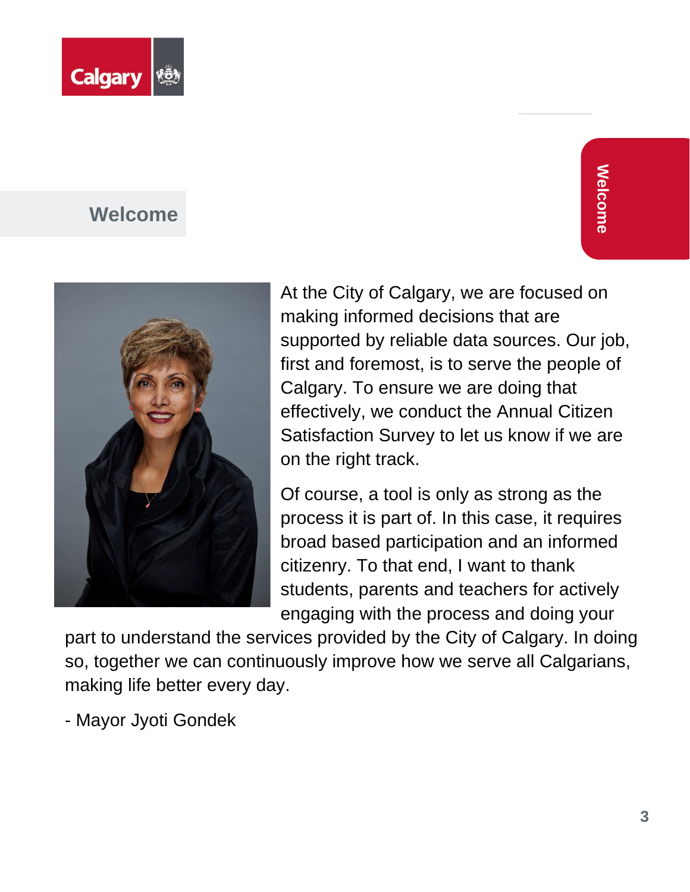## Welcome

At the City of Calgary, we are focused on making informed decisions that are supported by reliable data sources. Our job, first and foremost, is to serve the people of Calgary. To ensure we are doing that effectively, we conduct the Annual Citizen Satisfaction Survey to let us know if we are on the right track.

Of course, a tool is only as strong as the process it is part of. In this case, it requires broad based participation and an informed citizenry. To that end, I want to thank students, parents and teachers for actively engaging with the process and doing your part to understand the services provided by the City of Calgary. In doing so, together we can continuously improve how we serve all Calgarians, making life better every day.

- Mayor Jyoti Gondek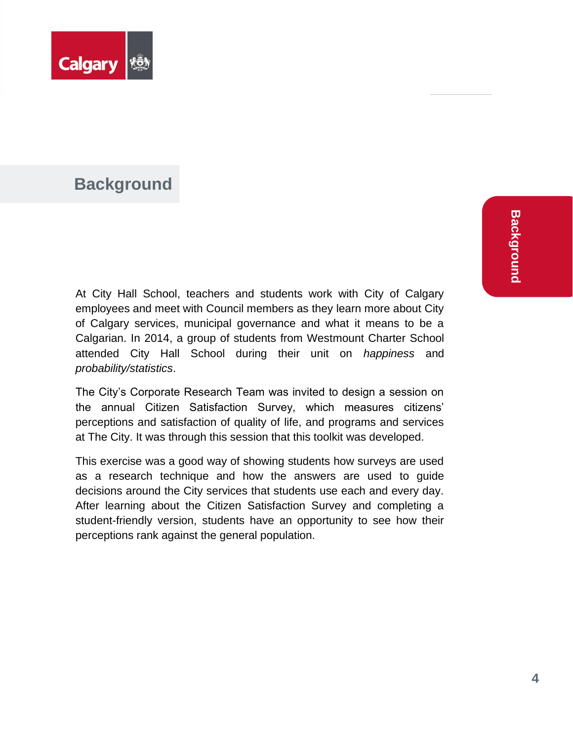## Background

At City Hall School, teachers and students work with City of Calgary employees and meet with Council members as they learn more about City of Calgary services, municipal governance and what it means to be a Calgarian. In 2014, a group of students from Westmount Charter School attended City Hall School during their unit on *happiness* and *probability/statistics*.

The City's Corporate Research Team was invited to design a session on the annual Citizen Satisfaction Survey, which measures citizens' perceptions and satisfaction of quality of life, and programs and services at The City. It was through this session that this toolkit was developed.

This exercise was a good way of showing students how surveys are used as a research technique and how the answers are used to guide decisions around the City services that students use each and every day. After learning about the Citizen Satisfaction Survey and completing a student-friendly version, students have an opportunity to see how their perceptions rank against the general population.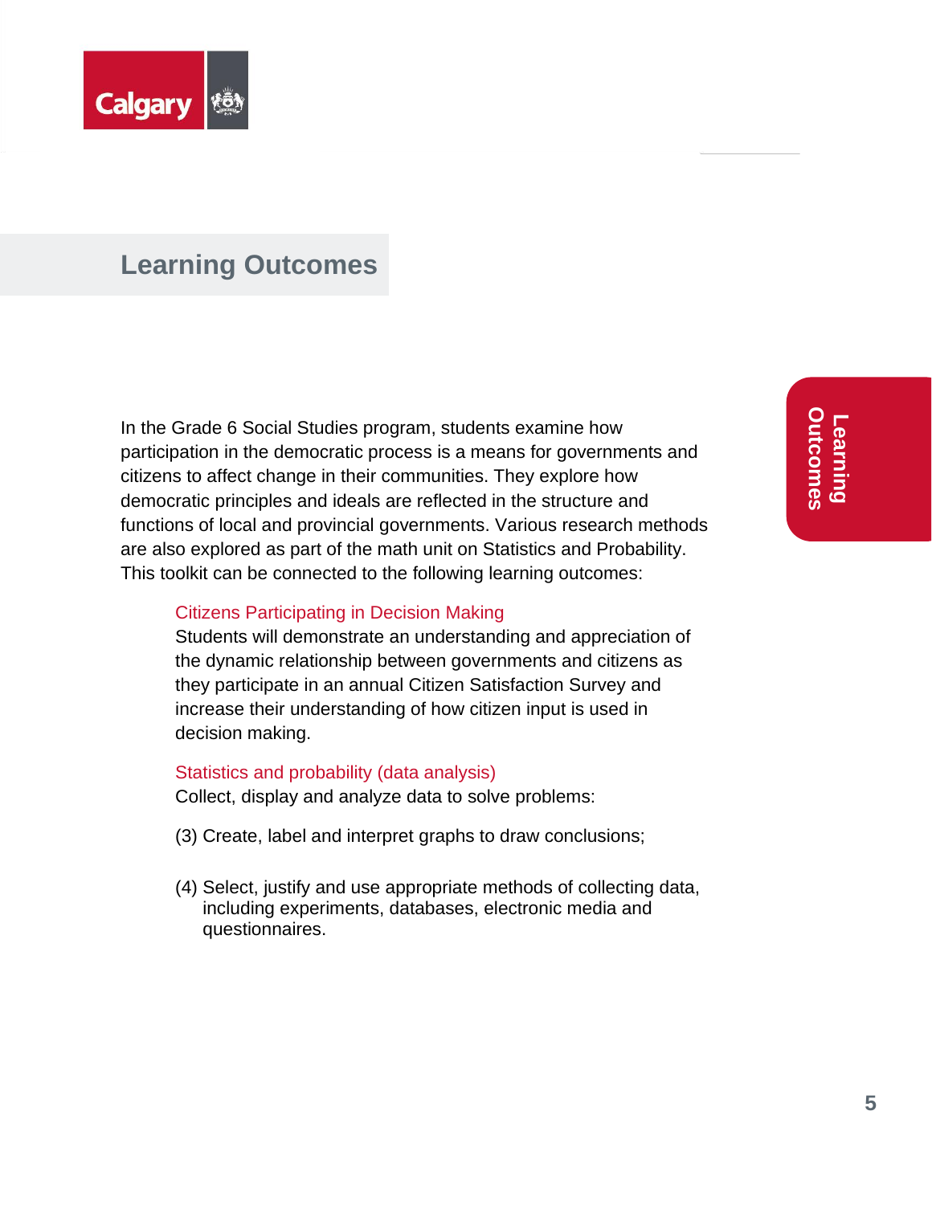## Learning Outcomes

In the Grade 6 Social Studies program, students examine how participation in the democratic process is a means for governments and citizens to affect change in their communities. They explore how democratic principles and ideals are reflected in the structure and functions of local and provincial governments. Various research methods are also explored as part of the math unit on Statistics and Probability. This toolkit can be connected to the following learning outcomes:

### Citizens Participating in Decision Making

Students will demonstrate an understanding and appreciation of the dynamic relationship between governments and citizens as they participate in an annual Citizen Satisfaction Survey and increase their understanding of how citizen input is used in decision making.

### Statistics and probability (data analysis)

Collect, display and analyze data to solve problems:

(3) Create, label and interpret graphs to draw conclusions;

(4) Select, justify and use appropriate methods of collecting data, including experiments, databases, electronic media and questionnaires.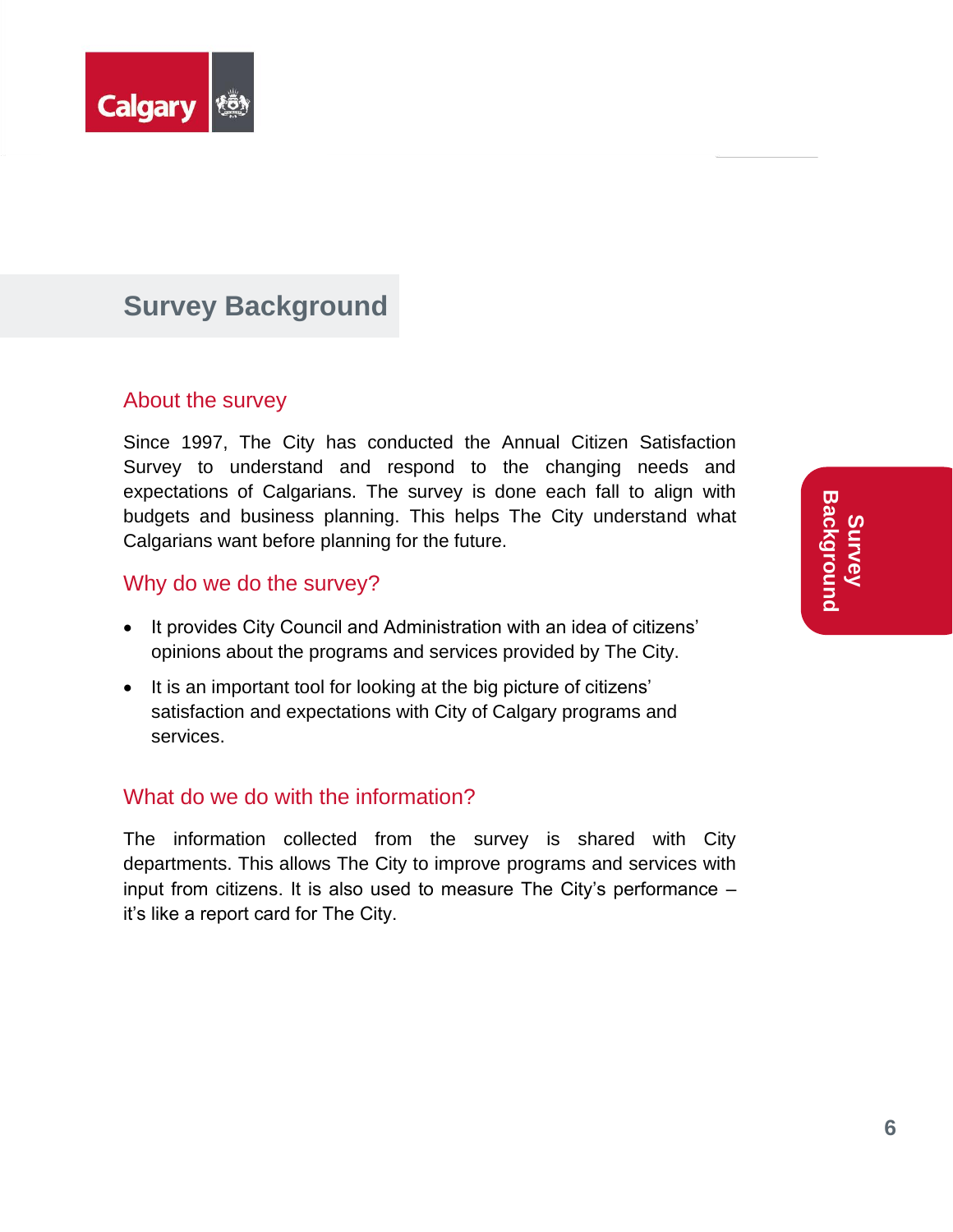# Survey Background

## About the survey

Since 1997, The City has conducted the Annual Citizen Satisfaction Survey to understand and respond to the changing needs and expectations of Calgarians. The survey is done each fall to align with budgets and business planning. This helps The City understand what Calgarians want before planning for the future.

## Why do we do the survey?

- It provides City Council and Administration with an idea of citizens' opinions about the programs and services provided by The City.
- It is an important tool for looking at the big picture of citizens' satisfaction and expectations with City of Calgary programs and services.

## What do we do with the information?

The information collected from the survey is shared with City departments. This allows The City to improve programs and services with input from citizens. It is also used to measure The City's performance – it's like a report card for The City.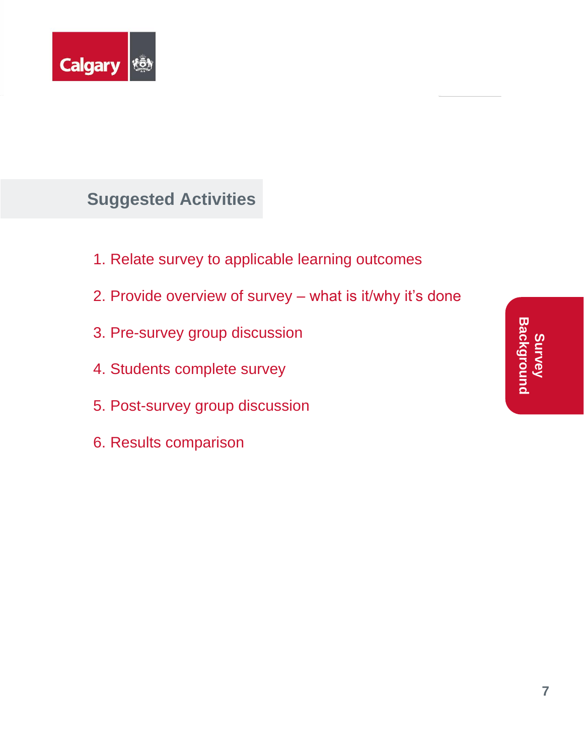## Suggested Activities

1. Relate survey to applicable learning outcomes
2. Provide overview of survey – what is it/why it's done
3. Pre-survey group discussion
4. Students complete survey
5. Post-survey group discussion
6. Results comparison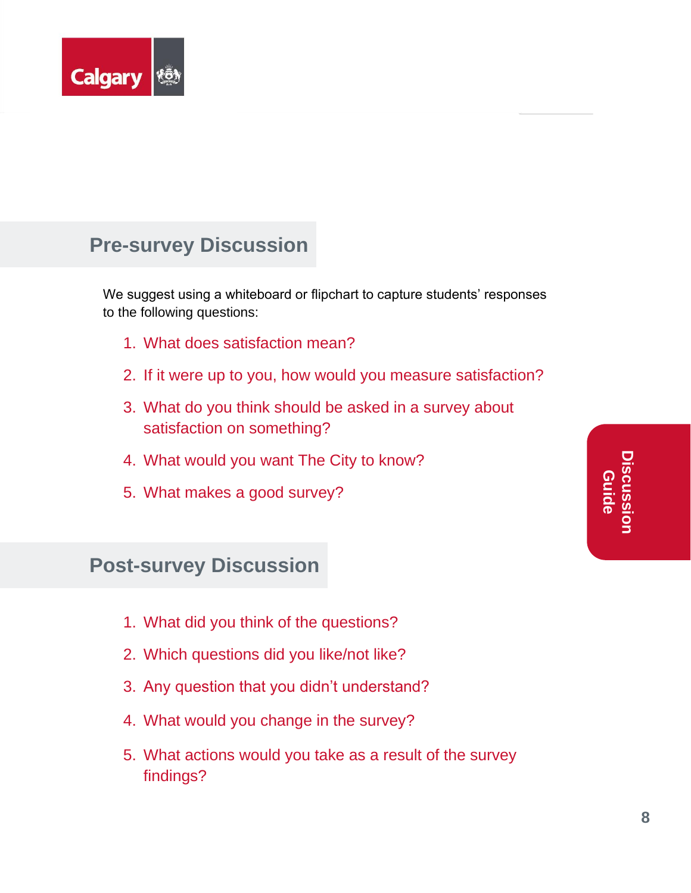## Pre-survey Discussion

We suggest using a whiteboard or flipchart to capture students' responses to the following questions:

1. What does satisfaction mean?
2. If it were up to you, how would you measure satisfaction?
3. What do you think should be asked in a survey about satisfaction on something?
4. What would you want The City to know?
5. What makes a good survey?

## Post-survey Discussion

1. What did you think of the questions?
2. Which questions did you like/not like?
3. Any question that you didn't understand?
4. What would you change in the survey?
5. What actions would you take as a result of the survey findings?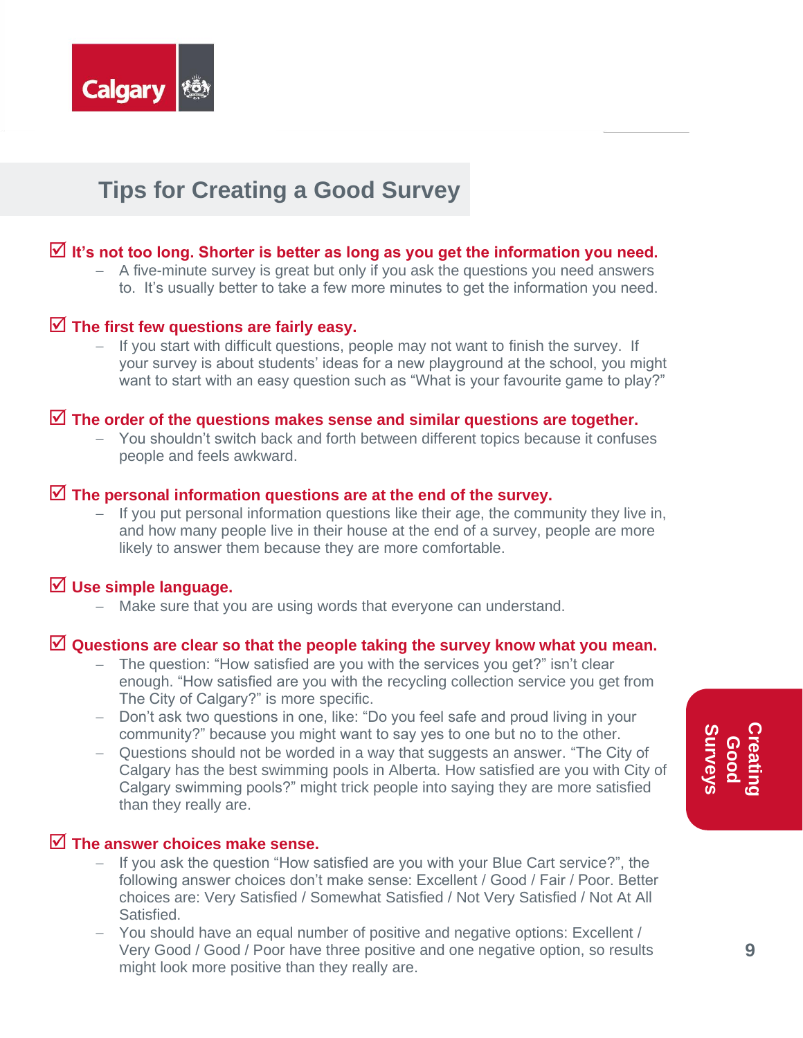## Tips for Creating a Good Survey

☑ **It's not too long. Shorter is better as long as you get the information you need.**

- A five-minute survey is great but only if you ask the questions you need answers to. It's usually better to take a few more minutes to get the information you need.

☑ **The first few questions are fairly easy.**

- If you start with difficult questions, people may not want to finish the survey. If your survey is about students' ideas for a new playground at the school, you might want to start with an easy question such as "What is your favourite game to play?"

☑ **The order of the questions makes sense and similar questions are together.**

- You shouldn't switch back and forth between different topics because it confuses people and feels awkward.

☑ **The personal information questions are at the end of the survey.**

- If you put personal information questions like their age, the community they live in, and how many people live in their house at the end of a survey, people are more likely to answer them because they are more comfortable.

☑ **Use simple language.**

- Make sure that you are using words that everyone can understand.

☑ **Questions are clear so that the people taking the survey know what you mean.**

- The question: "How satisfied are you with the services you get?" isn't clear enough. "How satisfied are you with the recycling collection service you get from The City of Calgary?" is more specific.
- Don't ask two questions in one, like: "Do you feel safe and proud living in your community?" because you might want to say yes to one but no to the other.
- Questions should not be worded in a way that suggests an answer. "The City of Calgary has the best swimming pools in Alberta. How satisfied are you with City of Calgary swimming pools?" might trick people into saying they are more satisfied than they really are.

☑ **The answer choices make sense.**

- If you ask the question "How satisfied are you with your Blue Cart service?", the following answer choices don't make sense: Excellent / Good / Fair / Poor. Better choices are: Very Satisfied / Somewhat Satisfied / Not Very Satisfied / Not At All Satisfied.
- You should have an equal number of positive and negative options: Excellent / Very Good / Good / Poor have three positive and one negative option, so results might look more positive than they really are.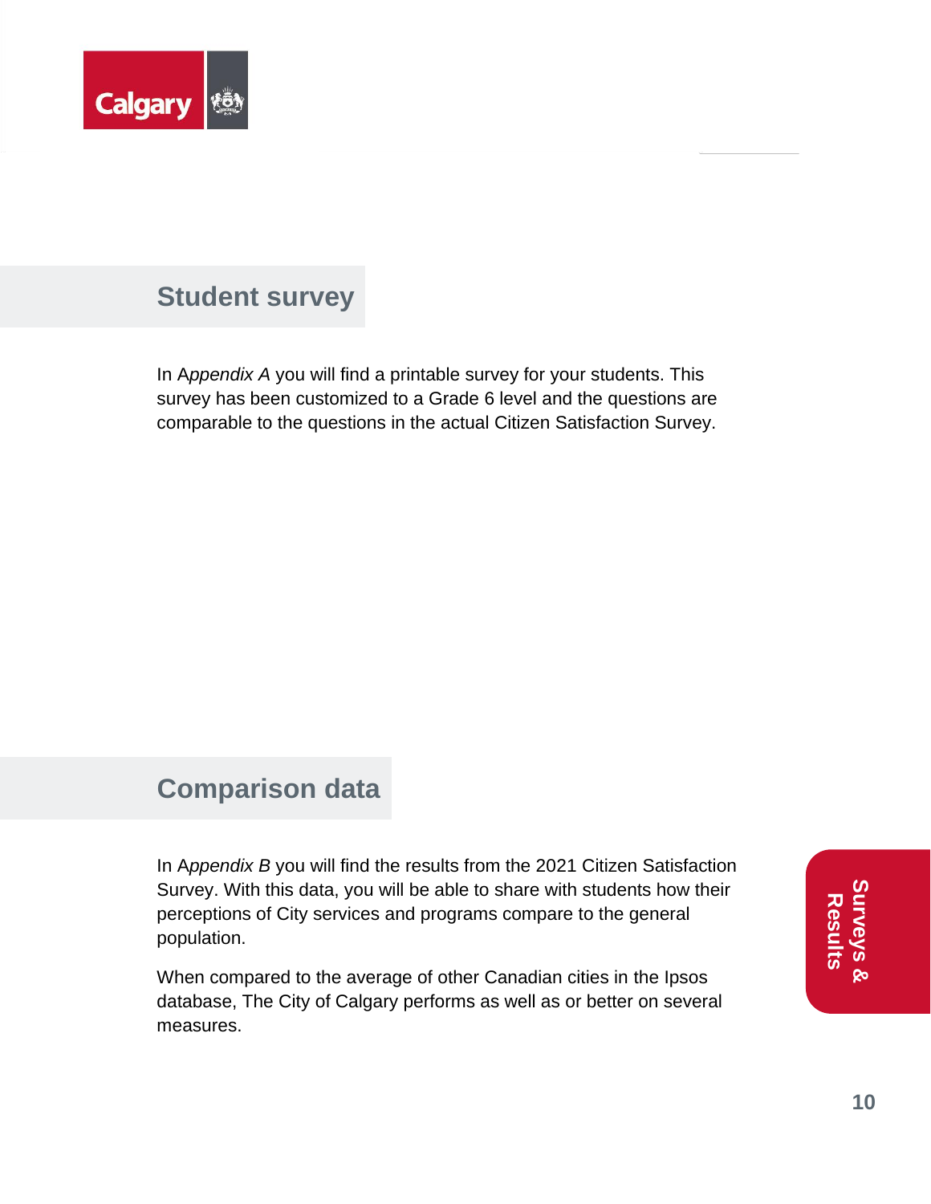## Student survey

In *Appendix A* you will find a printable survey for your students. This survey has been customized to a Grade 6 level and the questions are comparable to the questions in the actual Citizen Satisfaction Survey.

## Comparison data

In *Appendix B* you will find the results from the 2021 Citizen Satisfaction Survey. With this data, you will be able to share with students how their perceptions of City services and programs compare to the general population.

When compared to the average of other Canadian cities in the Ipsos database, The City of Calgary performs as well as or better on several measures.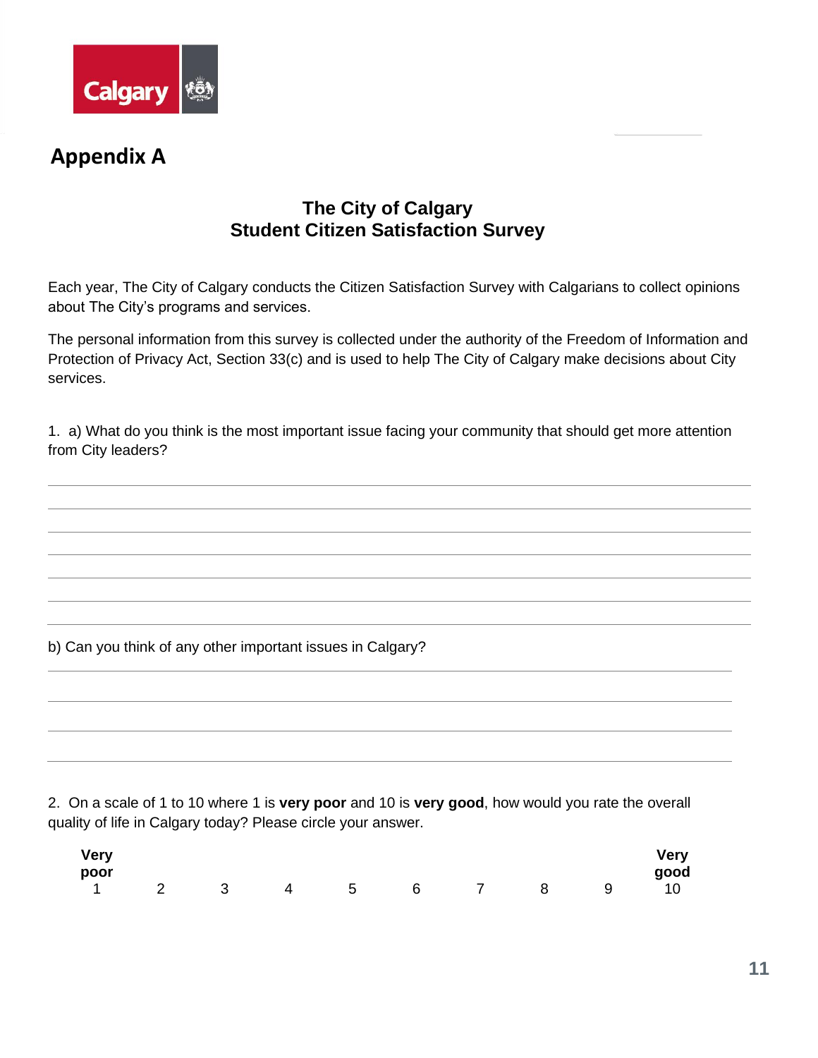## Appendix A

### The City of Calgary
### Student Citizen Satisfaction Survey

Each year, The City of Calgary conducts the Citizen Satisfaction Survey with Calgarians to collect opinions about The City's programs and services.

The personal information from this survey is collected under the authority of the Freedom of Information and Protection of Privacy Act, Section 33(c) and is used to help The City of Calgary make decisions about City services.

1. a) What do you think is the most important issue facing your community that should get more attention from City leaders?

\_\_\_\_\_\_\_\_\_\_\_\_\_\_\_\_\_\_\_\_\_\_\_\_\_\_\_\_\_\_\_\_\_\_\_\_\_\_\_\_\_\_\_\_\_\_\_\_\_\_\_\_\_\_\_\_\_\_\_\_\_\_\_\_\_\_\_\_\_\_\_\_\_\_\_\_\_\_

\_\_\_\_\_\_\_\_\_\_\_\_\_\_\_\_\_\_\_\_\_\_\_\_\_\_\_\_\_\_\_\_\_\_\_\_\_\_\_\_\_\_\_\_\_\_\_\_\_\_\_\_\_\_\_\_\_\_\_\_\_\_\_\_\_\_\_\_\_\_\_\_\_\_\_\_\_\_

\_\_\_\_\_\_\_\_\_\_\_\_\_\_\_\_\_\_\_\_\_\_\_\_\_\_\_\_\_\_\_\_\_\_\_\_\_\_\_\_\_\_\_\_\_\_\_\_\_\_\_\_\_\_\_\_\_\_\_\_\_\_\_\_\_\_\_\_\_\_\_\_\_\_\_\_\_\_

\_\_\_\_\_\_\_\_\_\_\_\_\_\_\_\_\_\_\_\_\_\_\_\_\_\_\_\_\_\_\_\_\_\_\_\_\_\_\_\_\_\_\_\_\_\_\_\_\_\_\_\_\_\_\_\_\_\_\_\_\_\_\_\_\_\_\_\_\_\_\_\_\_\_\_\_\_\_

\_\_\_\_\_\_\_\_\_\_\_\_\_\_\_\_\_\_\_\_\_\_\_\_\_\_\_\_\_\_\_\_\_\_\_\_\_\_\_\_\_\_\_\_\_\_\_\_\_\_\_\_\_\_\_\_\_\_\_\_\_\_\_\_\_\_\_\_\_\_\_\_\_\_\_\_\_\_

\_\_\_\_\_\_\_\_\_\_\_\_\_\_\_\_\_\_\_\_\_\_\_\_\_\_\_\_\_\_\_\_\_\_\_\_\_\_\_\_\_\_\_\_\_\_\_\_\_\_\_\_\_\_\_\_\_\_\_\_\_\_\_\_\_\_\_\_\_\_\_\_\_\_\_\_\_\_

b) Can you think of any other important issues in Calgary?

\_\_\_\_\_\_\_\_\_\_\_\_\_\_\_\_\_\_\_\_\_\_\_\_\_\_\_\_\_\_\_\_\_\_\_\_\_\_\_\_\_\_\_\_\_\_\_\_\_\_\_\_\_\_\_\_\_\_\_\_\_\_\_\_\_\_\_\_\_\_\_\_\_\_\_\_\_\_

\_\_\_\_\_\_\_\_\_\_\_\_\_\_\_\_\_\_\_\_\_\_\_\_\_\_\_\_\_\_\_\_\_\_\_\_\_\_\_\_\_\_\_\_\_\_\_\_\_\_\_\_\_\_\_\_\_\_\_\_\_\_\_\_\_\_\_\_\_\_\_\_\_\_\_\_\_\_

\_\_\_\_\_\_\_\_\_\_\_\_\_\_\_\_\_\_\_\_\_\_\_\_\_\_\_\_\_\_\_\_\_\_\_\_\_\_\_\_\_\_\_\_\_\_\_\_\_\_\_\_\_\_\_\_\_\_\_\_\_\_\_\_\_\_\_\_\_\_\_\_\_\_\_\_\_\_

\_\_\_\_\_\_\_\_\_\_\_\_\_\_\_\_\_\_\_\_\_\_\_\_\_\_\_\_\_\_\_\_\_\_\_\_\_\_\_\_\_\_\_\_\_\_\_\_\_\_\_\_\_\_\_\_\_\_\_\_\_\_\_\_\_\_\_\_\_\_\_\_\_\_\_\_\_\_

2. On a scale of 1 to 10 where 1 is **very poor** and 10 is **very good**, how would you rate the overall quality of life in Calgary today? Please circle your answer.

| **Very poor** 1 | 2 | 3 | 4 | 5 | 6 | 7 | 8 | 9 | **Very good** 10 |
|---|---|---|---|---|---|---|---|---|---|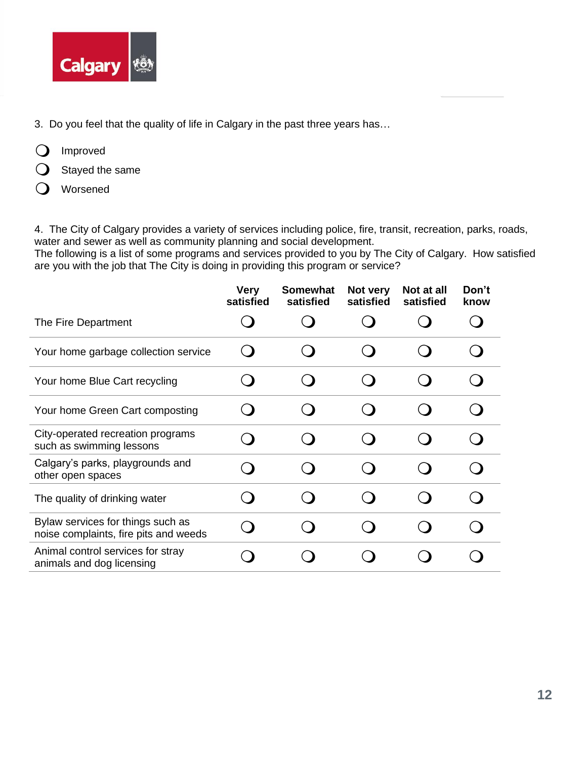3. Do you feel that the quality of life in Calgary in the past three years has…

- ❍ Improved
- ❍ Stayed the same
- ❍ Worsened

4. The City of Calgary provides a variety of services including police, fire, transit, recreation, parks, roads, water and sewer as well as community planning and social development.
The following is a list of some programs and services provided to you by The City of Calgary. How satisfied are you with the job that The City is doing in providing this program or service?

| | Very satisfied | Somewhat satisfied | Not very satisfied | Not at all satisfied | Don't know |
|---|---|---|---|---|---|
| The Fire Department | ❍ | ❍ | ❍ | ❍ | ❍ |
| Your home garbage collection service | ❍ | ❍ | ❍ | ❍ | ❍ |
| Your home Blue Cart recycling | ❍ | ❍ | ❍ | ❍ | ❍ |
| Your home Green Cart composting | ❍ | ❍ | ❍ | ❍ | ❍ |
| City-operated recreation programs such as swimming lessons | ❍ | ❍ | ❍ | ❍ | ❍ |
| Calgary's parks, playgrounds and other open spaces | ❍ | ❍ | ❍ | ❍ | ❍ |
| The quality of drinking water | ❍ | ❍ | ❍ | ❍ | ❍ |
| Bylaw services for things such as noise complaints, fire pits and weeds | ❍ | ❍ | ❍ | ❍ | ❍ |
| Animal control services for stray animals and dog licensing | ❍ | ❍ | ❍ | ❍ | ❍ |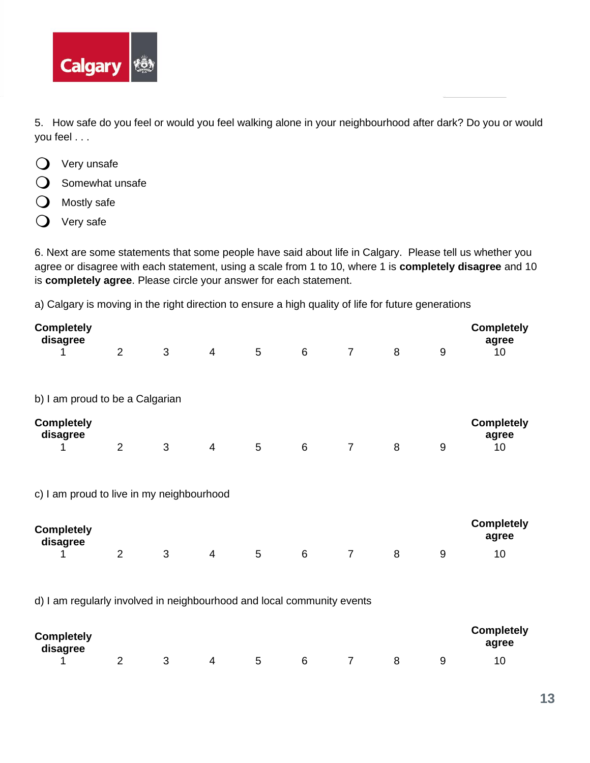5. How safe do you feel or would you feel walking alone in your neighbourhood after dark? Do you or would you feel . . .

- ❍ Very unsafe
- ❍ Somewhat unsafe
- ❍ Mostly safe
- ❍ Very safe

6. Next are some statements that some people have said about life in Calgary. Please tell us whether you agree or disagree with each statement, using a scale from 1 to 10, where 1 is **completely disagree** and 10 is **completely agree**. Please circle your answer for each statement.

a) Calgary is moving in the right direction to ensure a high quality of life for future generations

| **Completely disagree** | | | | | | | | | **Completely agree** |
|---|---|---|---|---|---|---|---|---|---|
| 1 | 2 | 3 | 4 | 5 | 6 | 7 | 8 | 9 | 10 |

b) I am proud to be a Calgarian

| **Completely disagree** | | | | | | | | | **Completely agree** |
|---|---|---|---|---|---|---|---|---|---|
| 1 | 2 | 3 | 4 | 5 | 6 | 7 | 8 | 9 | 10 |

c) I am proud to live in my neighbourhood

| **Completely disagree** | | | | | | | | | **Completely agree** |
|---|---|---|---|---|---|---|---|---|---|
| 1 | 2 | 3 | 4 | 5 | 6 | 7 | 8 | 9 | 10 |

d) I am regularly involved in neighbourhood and local community events

| **Completely disagree** | | | | | | | | | **Completely agree** |
|---|---|---|---|---|---|---|---|---|---|
| 1 | 2 | 3 | 4 | 5 | 6 | 7 | 8 | 9 | 10 |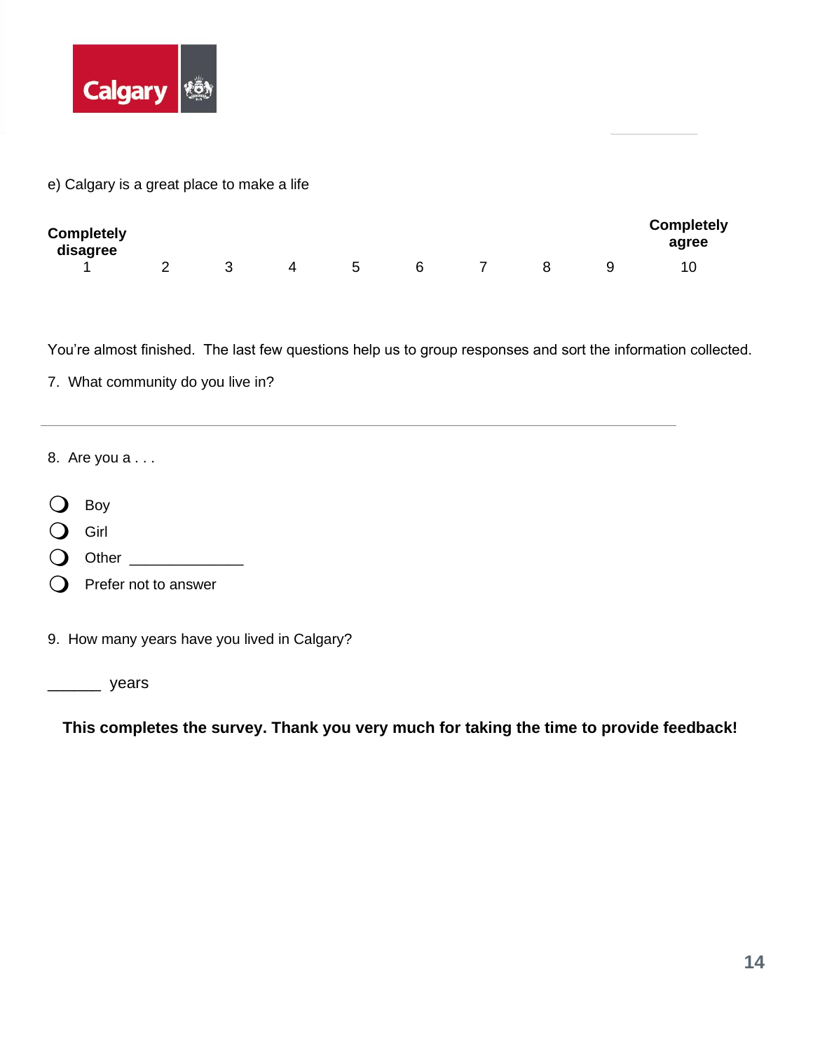e) Calgary is a great place to make a life

| **Completely disagree** | | | | | | | | | **Completely agree** |
|---|---|---|---|---|---|---|---|---|---|
| 1 | 2 | 3 | 4 | 5 | 6 | 7 | 8 | 9 | 10 |

You're almost finished. The last few questions help us to group responses and sort the information collected.

7. What community do you live in?

_______________________________________________________________

8. Are you a . . .

- ❍ Boy
- ❍ Girl
- ❍ Other _____________
- ❍ Prefer not to answer

9. How many years have you lived in Calgary?

______ years

**This completes the survey. Thank you very much for taking the time to provide feedback!**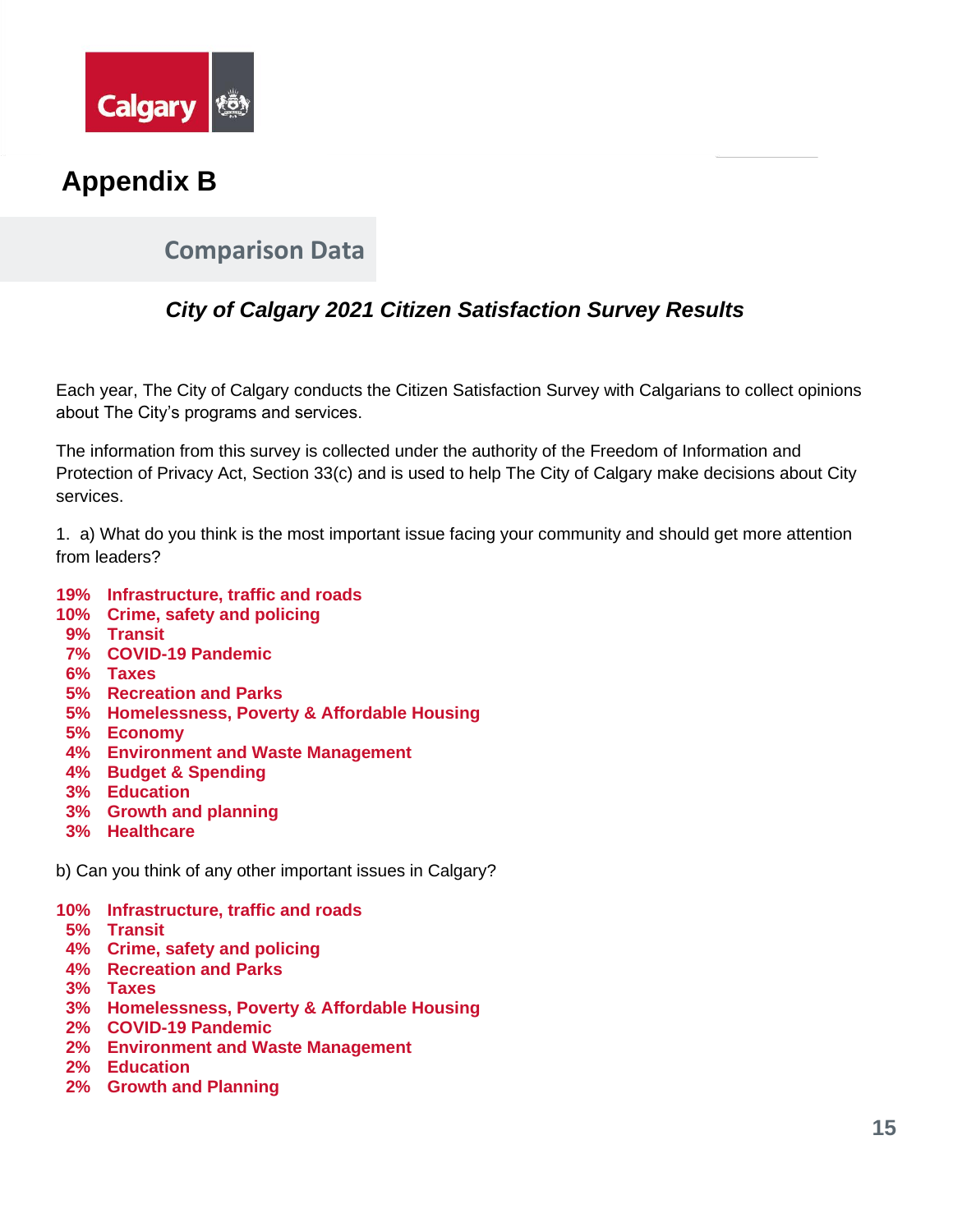# Appendix B

## Comparison Data

### *City of Calgary 2021 Citizen Satisfaction Survey Results*

Each year, The City of Calgary conducts the Citizen Satisfaction Survey with Calgarians to collect opinions about The City's programs and services.

The information from this survey is collected under the authority of the Freedom of Information and Protection of Privacy Act, Section 33(c) and is used to help The City of Calgary make decisions about City services.

1. a) What do you think is the most important issue facing your community and should get more attention from leaders?

**19% Infrastructure, traffic and roads**
**10% Crime, safety and policing**
**9% Transit**
**7% COVID-19 Pandemic**
**6% Taxes**
**5% Recreation and Parks**
**5% Homelessness, Poverty & Affordable Housing**
**5% Economy**
**4% Environment and Waste Management**
**4% Budget & Spending**
**3% Education**
**3% Growth and planning**
**3% Healthcare**

b) Can you think of any other important issues in Calgary?

**10% Infrastructure, traffic and roads**
**5% Transit**
**4% Crime, safety and policing**
**4% Recreation and Parks**
**3% Taxes**
**3% Homelessness, Poverty & Affordable Housing**
**2% COVID-19 Pandemic**
**2% Environment and Waste Management**
**2% Education**
**2% Growth and Planning**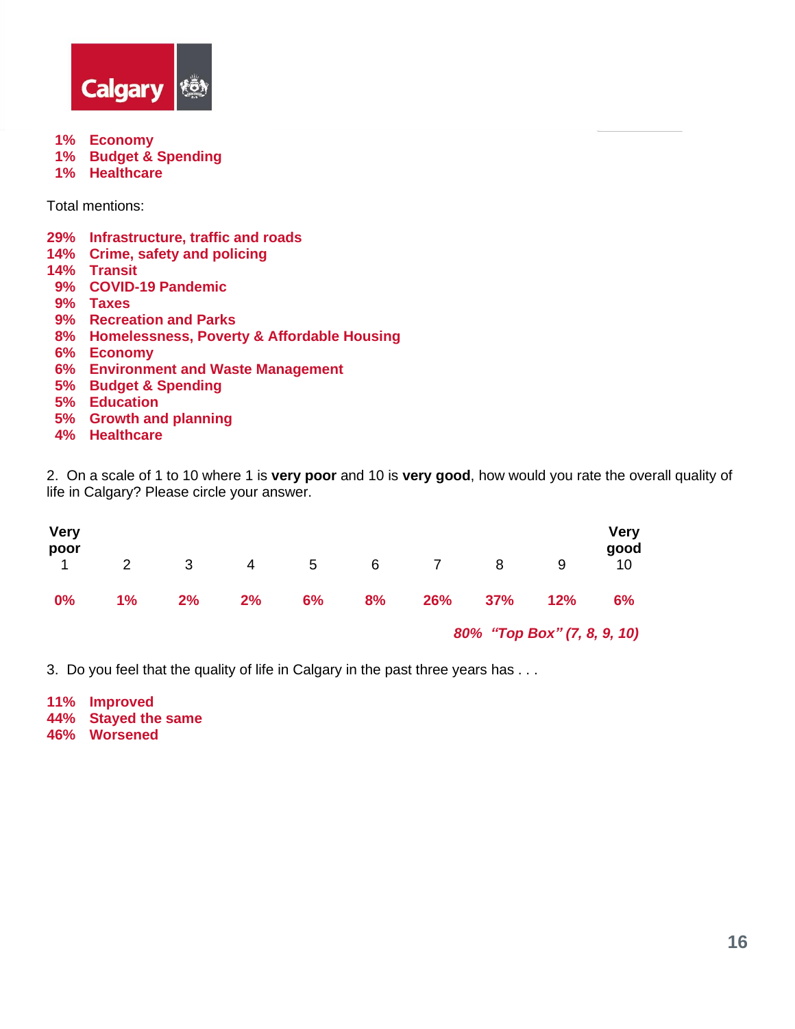1% Economy
1% Budget & Spending
1% Healthcare

Total mentions:

29% Infrastructure, traffic and roads
14% Crime, safety and policing
14% Transit
9% COVID-19 Pandemic
9% Taxes
9% Recreation and Parks
8% Homelessness, Poverty & Affordable Housing
6% Economy
6% Environment and Waste Management
5% Budget & Spending
5% Education
5% Growth and planning
4% Healthcare

2. On a scale of 1 to 10 where 1 is **very poor** and 10 is **very good**, how would you rate the overall quality of life in Calgary? Please circle your answer.

| **Very poor** 1 | 2 | 3 | 4 | 5 | 6 | 7 | 8 | 9 | **Very good** 10 |
|---|---|---|---|---|---|---|---|---|---|
| 0% | 1% | 2% | 2% | 6% | 8% | 26% | 37% | 12% | 6% |

*80% "Top Box" (7, 8, 9, 10)*

3. Do you feel that the quality of life in Calgary in the past three years has . . .

11% Improved
44% Stayed the same
46% Worsened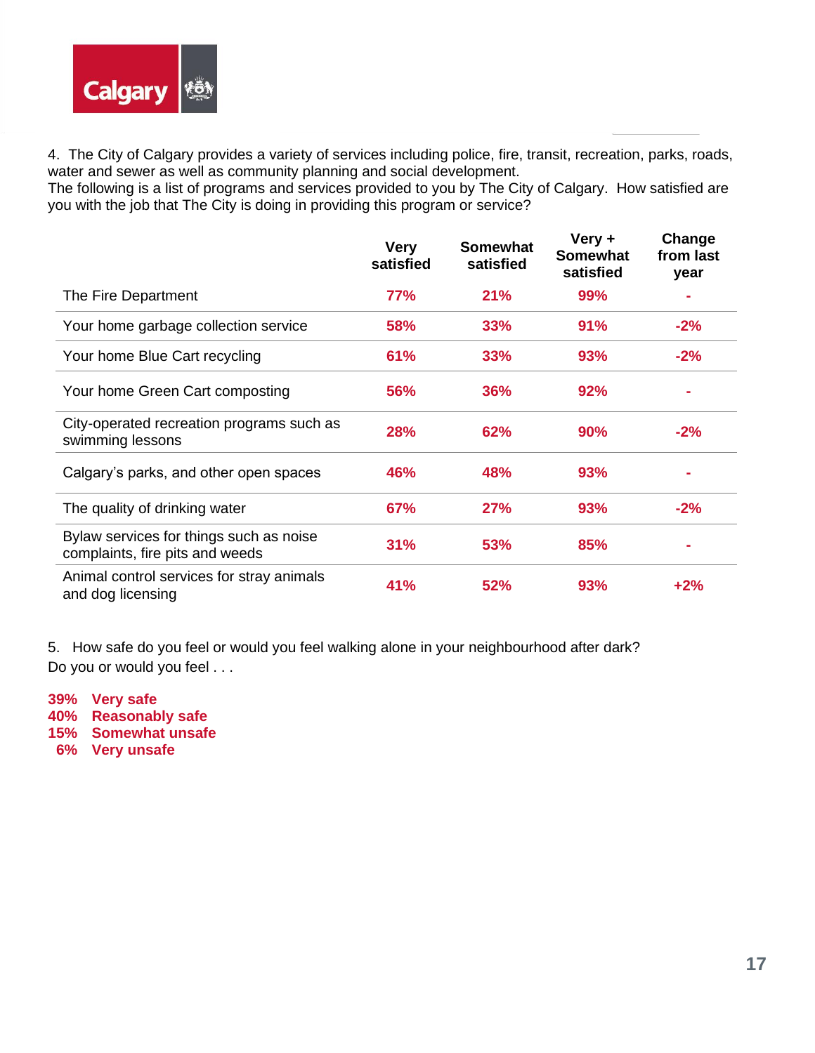4. The City of Calgary provides a variety of services including police, fire, transit, recreation, parks, roads, water and sewer as well as community planning and social development.
The following is a list of programs and services provided to you by The City of Calgary. How satisfied are you with the job that The City is doing in providing this program or service?

| | Very satisfied | Somewhat satisfied | Very + Somewhat satisfied | Change from last year |
|---|---|---|---|---|
| The Fire Department | 77% | 21% | 99% | - |
| Your home garbage collection service | 58% | 33% | 91% | -2% |
| Your home Blue Cart recycling | 61% | 33% | 93% | -2% |
| Your home Green Cart composting | 56% | 36% | 92% | - |
| City-operated recreation programs such as swimming lessons | 28% | 62% | 90% | -2% |
| Calgary's parks, and other open spaces | 46% | 48% | 93% | - |
| The quality of drinking water | 67% | 27% | 93% | -2% |
| Bylaw services for things such as noise complaints, fire pits and weeds | 31% | 53% | 85% | - |
| Animal control services for stray animals and dog licensing | 41% | 52% | 93% | +2% |

5. How safe do you feel or would you feel walking alone in your neighbourhood after dark?
Do you or would you feel . . .

**39% Very safe**
**40% Reasonably safe**
**15% Somewhat unsafe**
**6% Very unsafe**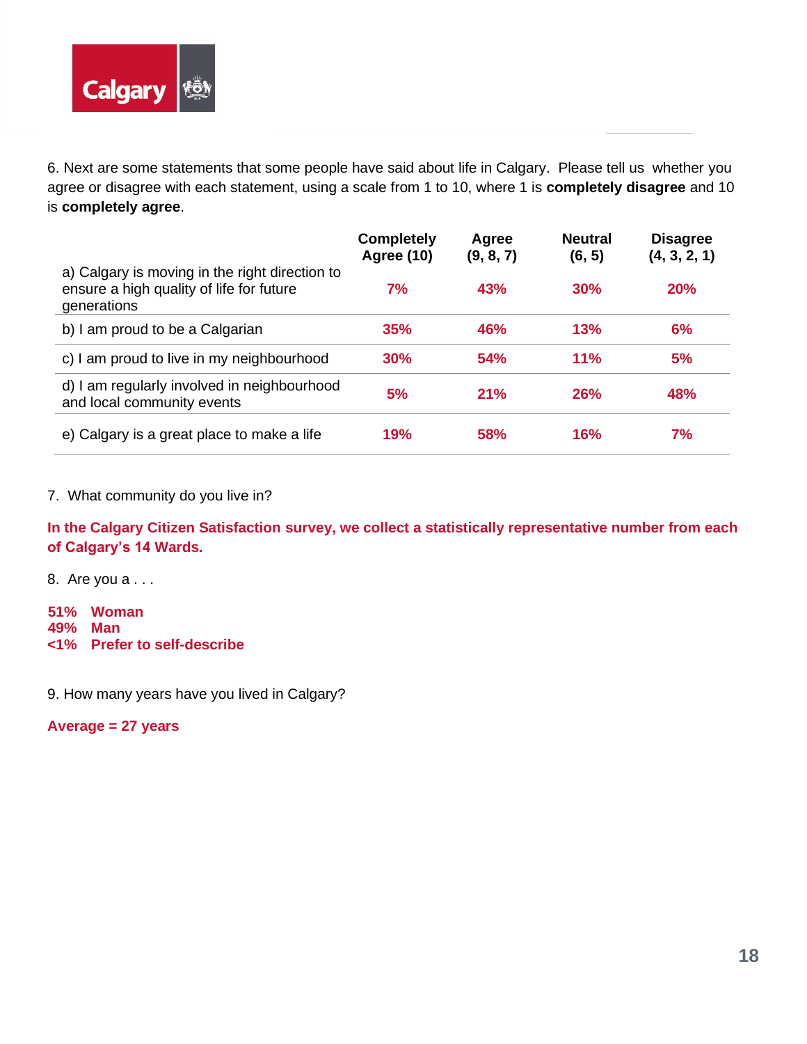6. Next are some statements that some people have said about life in Calgary. Please tell us whether you agree or disagree with each statement, using a scale from 1 to 10, where 1 is **completely disagree** and 10 is **completely agree**.

| | Completely Agree (10) | Agree (9, 8, 7) | Neutral (6, 5) | Disagree (4, 3, 2, 1) |
|---|---|---|---|---|
| a) Calgary is moving in the right direction to ensure a high quality of life for future generations | **7%** | **43%** | **30%** | **20%** |
| b) I am proud to be a Calgarian | **35%** | **46%** | **13%** | **6%** |
| c) I am proud to live in my neighbourhood | **30%** | **54%** | **11%** | **5%** |
| d) I am regularly involved in neighbourhood and local community events | **5%** | **21%** | **26%** | **48%** |
| e) Calgary is a great place to make a life | **19%** | **58%** | **16%** | **7%** |

7. What community do you live in?

**In the Calgary Citizen Satisfaction survey, we collect a statistically representative number from each of Calgary's 14 Wards.**

8. Are you a . . .

**51% Woman**
**49% Man**
**<1% Prefer to self-describe**

9. How many years have you lived in Calgary?

**Average = 27 years**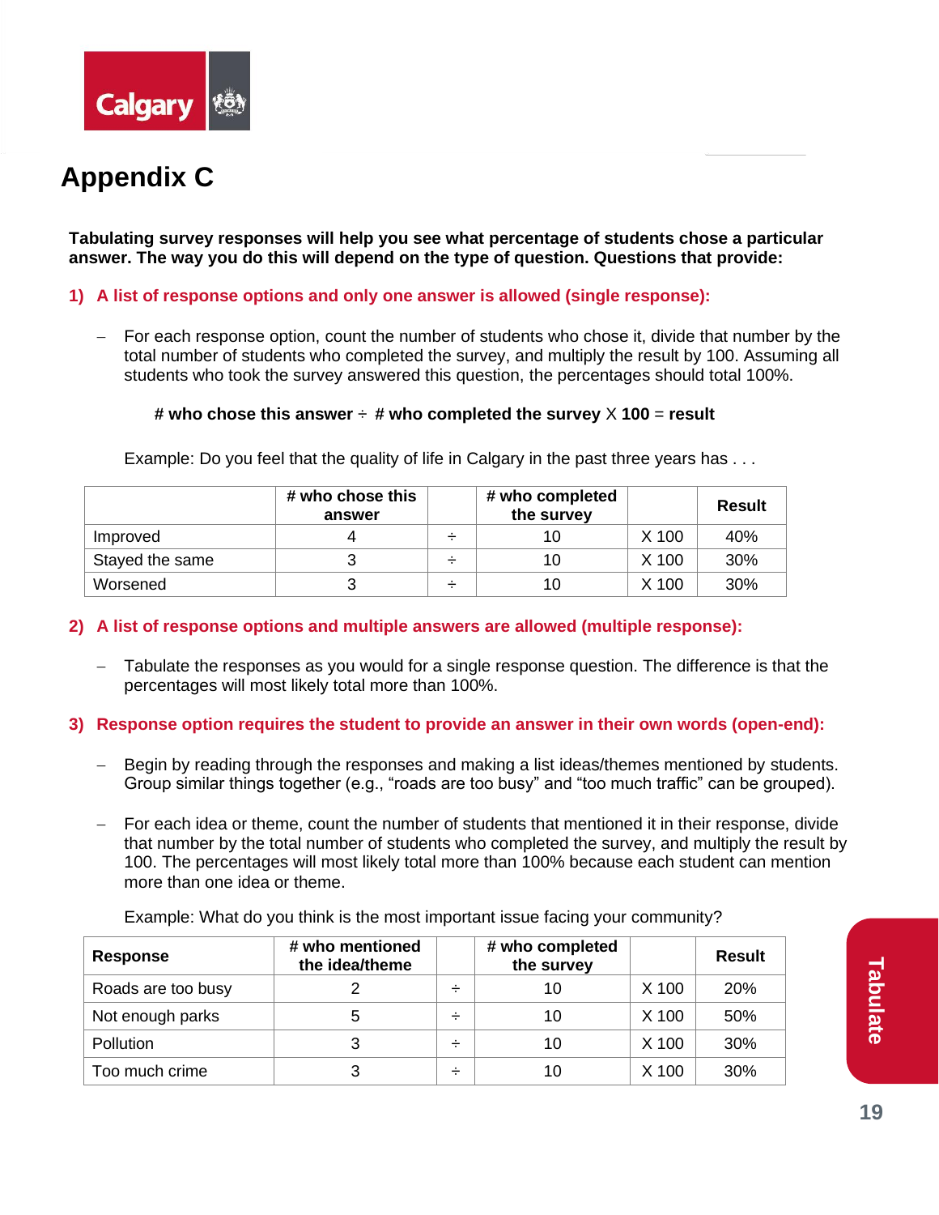# Appendix C

**Tabulating survey responses will help you see what percentage of students chose a particular answer. The way you do this will depend on the type of question. Questions that provide:**

1) **A list of response options and only one answer is allowed (single response):**

   – For each response option, count the number of students who chose it, divide that number by the total number of students who completed the survey, and multiply the result by 100. Assuming all students who took the survey answered this question, the percentages should total 100%.

   **# who chose this answer** ÷ **# who completed the survey** X **100** = **result**

   Example: Do you feel that the quality of life in Calgary in the past three years has . . .

| | # who chose this answer | | # who completed the survey | | Result |
|---|---|---|---|---|---|
| Improved | 4 | ÷ | 10 | X 100 | 40% |
| Stayed the same | 3 | ÷ | 10 | X 100 | 30% |
| Worsened | 3 | ÷ | 10 | X 100 | 30% |

2) **A list of response options and multiple answers are allowed (multiple response):**

   – Tabulate the responses as you would for a single response question. The difference is that the percentages will most likely total more than 100%.

3) **Response option requires the student to provide an answer in their own words (open-end):**

   – Begin by reading through the responses and making a list ideas/themes mentioned by students. Group similar things together (e.g., “roads are too busy” and “too much traffic” can be grouped).

   – For each idea or theme, count the number of students that mentioned it in their response, divide that number by the total number of students who completed the survey, and multiply the result by 100. The percentages will most likely total more than 100% because each student can mention more than one idea or theme.

   Example: What do you think is the most important issue facing your community?

| Response | # who mentioned the idea/theme | | # who completed the survey | | Result |
|---|---|---|---|---|---|
| Roads are too busy | 2 | ÷ | 10 | X 100 | 20% |
| Not enough parks | 5 | ÷ | 10 | X 100 | 50% |
| Pollution | 3 | ÷ | 10 | X 100 | 30% |
| Too much crime | 3 | ÷ | 10 | X 100 | 30% |